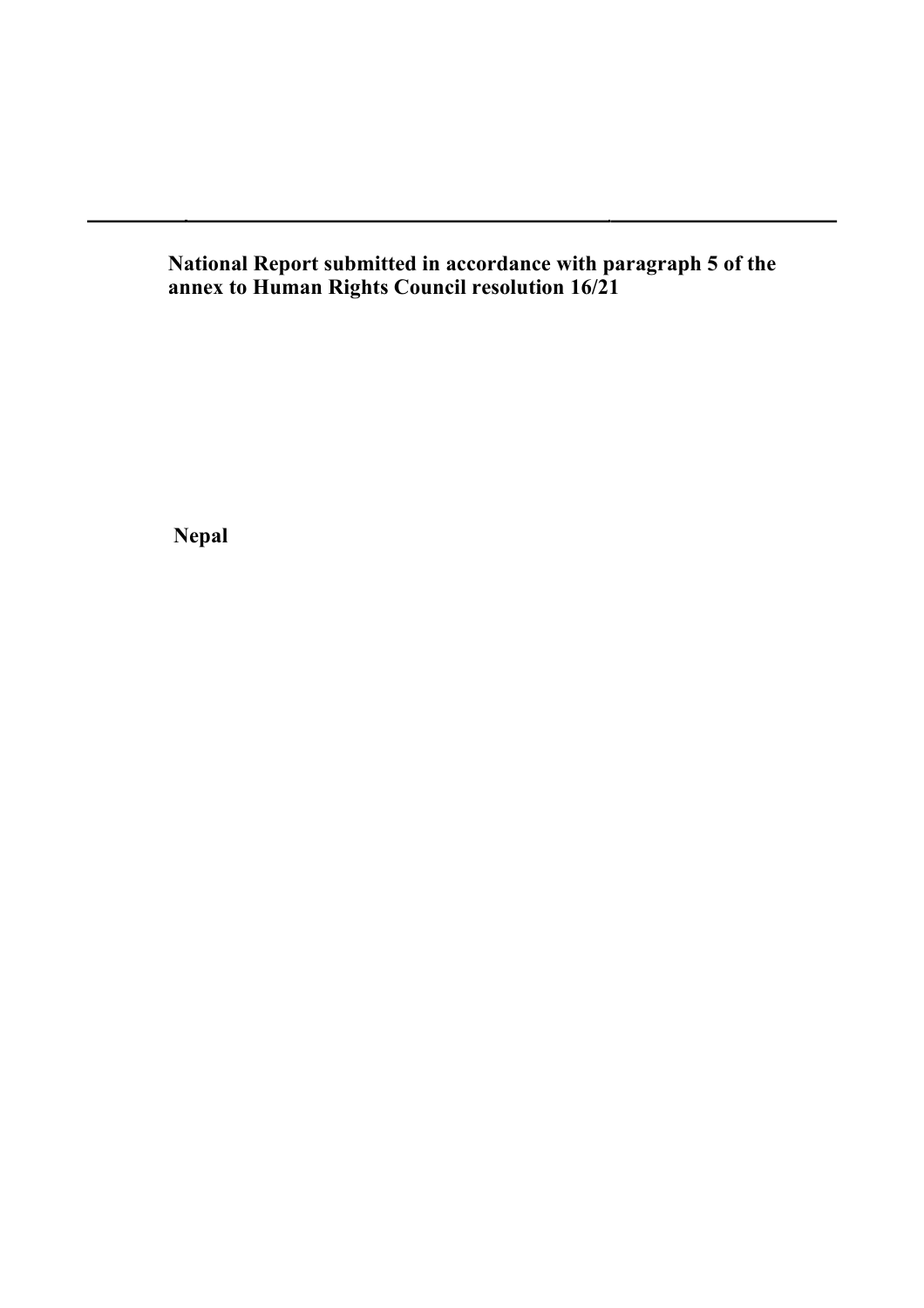---

**National Report submitted in accordance with paragraph 5 of the annex to Human Rights Council resolution 16/21**

**Nepal**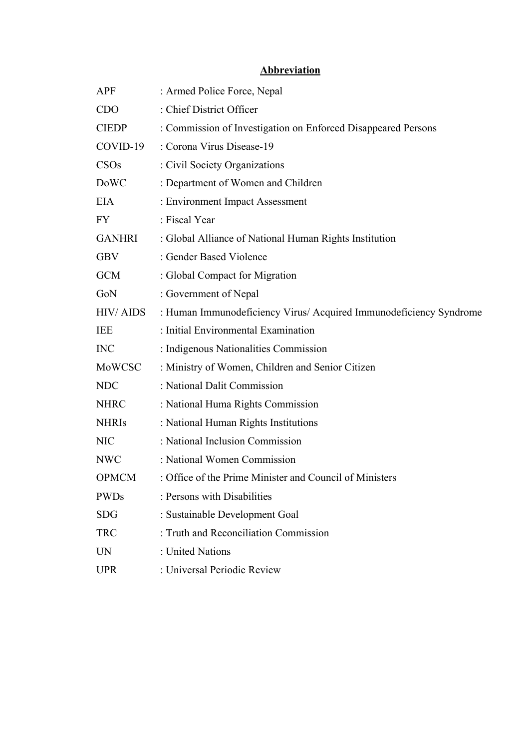## Abbreviation

| | |
|---|---|
| APF | : Armed Police Force, Nepal |
| CDO | : Chief District Officer |
| CIEDP | : Commission of Investigation on Enforced Disappeared Persons |
| COVID-19 | : Corona Virus Disease-19 |
| CSOs | : Civil Society Organizations |
| DoWC | : Department of Women and Children |
| EIA | : Environment Impact Assessment |
| FY | : Fiscal Year |
| GANHRI | : Global Alliance of National Human Rights Institution |
| GBV | : Gender Based Violence |
| GCM | : Global Compact for Migration |
| GoN | : Government of Nepal |
| HIV/ AIDS | : Human Immunodeficiency Virus/ Acquired Immunodeficiency Syndrome |
| IEE | : Initial Environmental Examination |
| INC | : Indigenous Nationalities Commission |
| MoWCSC | : Ministry of Women, Children and Senior Citizen |
| NDC | : National Dalit Commission |
| NHRC | : National Huma Rights Commission |
| NHRIs | : National Human Rights Institutions |
| NIC | : National Inclusion Commission |
| NWC | : National Women Commission |
| OPMCM | : Office of the Prime Minister and Council of Ministers |
| PWDs | : Persons with Disabilities |
| SDG | : Sustainable Development Goal |
| TRC | : Truth and Reconciliation Commission |
| UN | : United Nations |
| UPR | : Universal Periodic Review |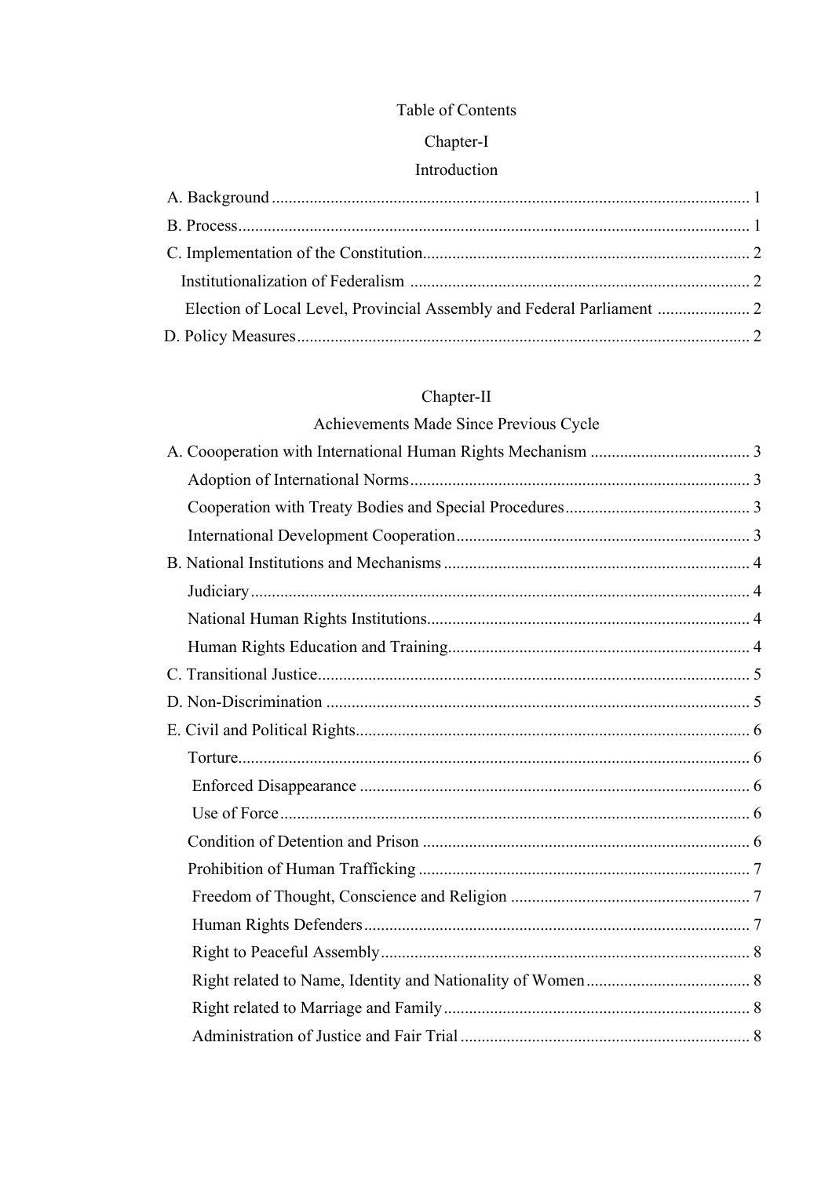# Table of Contents

## Chapter-I

## Introduction

A. Background ........................................................................................................ 1

B. Process ................................................................................................................ 1

C. Implementation of the Constitution.................................................................... 2

Institutionalization of Federalism ........................................................................ 2

Election of Local Level, Provincial Assembly and Federal Parliament ...................... 2

D. Policy Measures .................................................................................................. 2

## Chapter-II

## Achievements Made Since Previous Cycle

A. Coooperation with International Human Rights Mechanism ............................. 3

Adoption of International Norms ........................................................................ 3

Cooperation with Treaty Bodies and Special Procedures ..................................... 3

International Development Cooperation ............................................................. 3

B. National Institutions and Mechanisms ............................................................... 4

Judiciary .............................................................................................................. 4

National Human Rights Institutions .................................................................... 4

Human Rights Education and Training ............................................................... 4

C. Transitional Justice ............................................................................................. 5

D. Non-Discrimination ........................................................................................... 5

E. Civil and Political Rights .................................................................................... 6

Torture ................................................................................................................. 6

Enforced Disappearance ..................................................................................... 6

Use of Force ........................................................................................................ 6

Condition of Detention and Prison ..................................................................... 6

Prohibition of Human Trafficking ...................................................................... 7

Freedom of Thought, Conscience and Religion .................................................. 7

Human Rights Defenders .................................................................................... 7

Right to Peaceful Assembly ................................................................................ 8

Right related to Name, Identity and Nationality of Women ................................ 8

Right related to Marriage and Family ................................................................. 8

Administration of Justice and Fair Trial ............................................................. 8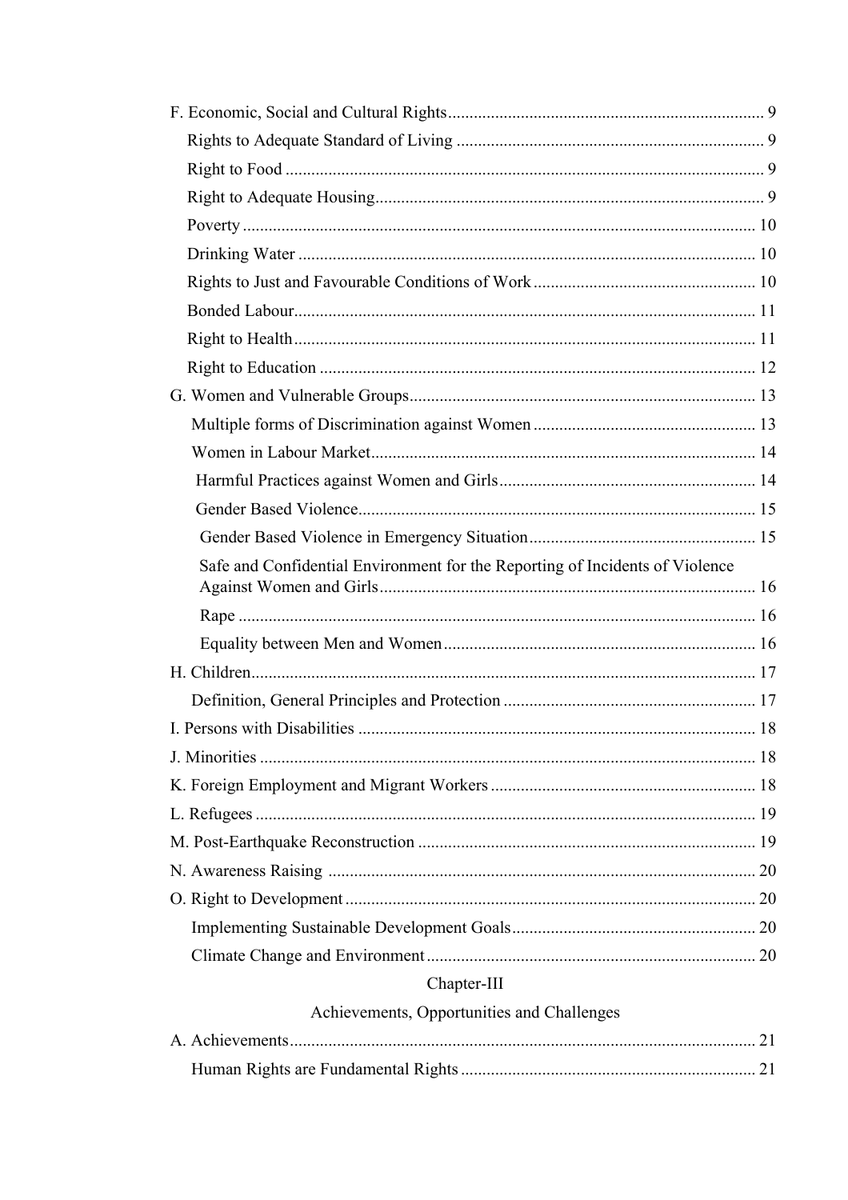F. Economic, Social and Cultural Rights ........................................................................ 9

Rights to Adequate Standard of Living ....................................................................... 9

Right to Food .............................................................................................................. 9

Right to Adequate Housing .......................................................................................... 9

Poverty ...................................................................................................................... 10

Drinking Water .......................................................................................................... 10

Rights to Just and Favourable Conditions of Work ................................................... 10

Bonded Labour .......................................................................................................... 11

Right to Health ........................................................................................................... 11

Right to Education .................................................................................................... 12

G. Women and Vulnerable Groups ................................................................................ 13

Multiple forms of Discrimination against Women ................................................... 13

Women in Labour Market ........................................................................................ 14

Harmful Practices against Women and Girls ........................................................... 14

Gender Based Violence ............................................................................................ 15

Gender Based Violence in Emergency Situation ..................................................... 15

Safe and Confidential Environment for the Reporting of Incidents of Violence Against Women and Girls ....................................................................................... 16

Rape .......................................................................................................................... 16

Equality between Men and Women ......................................................................... 16

H. Children .................................................................................................................... 17

Definition, General Principles and Protection .......................................................... 17

I. Persons with Disabilities ............................................................................................ 18

J. Minorities .................................................................................................................. 18

K. Foreign Employment and Migrant Workers ............................................................. 18

L. Refugees ................................................................................................................... 19

M. Post-Earthquake Reconstruction .............................................................................. 19

N. Awareness Raising ................................................................................................... 20

O. Right to Development ............................................................................................... 20

Implementing Sustainable Development Goals ........................................................ 20

Climate Change and Environment ............................................................................ 20

Chapter-III

Achievements, Opportunities and Challenges

A. Achievements ............................................................................................................ 21

Human Rights are Fundamental Rights .................................................................... 21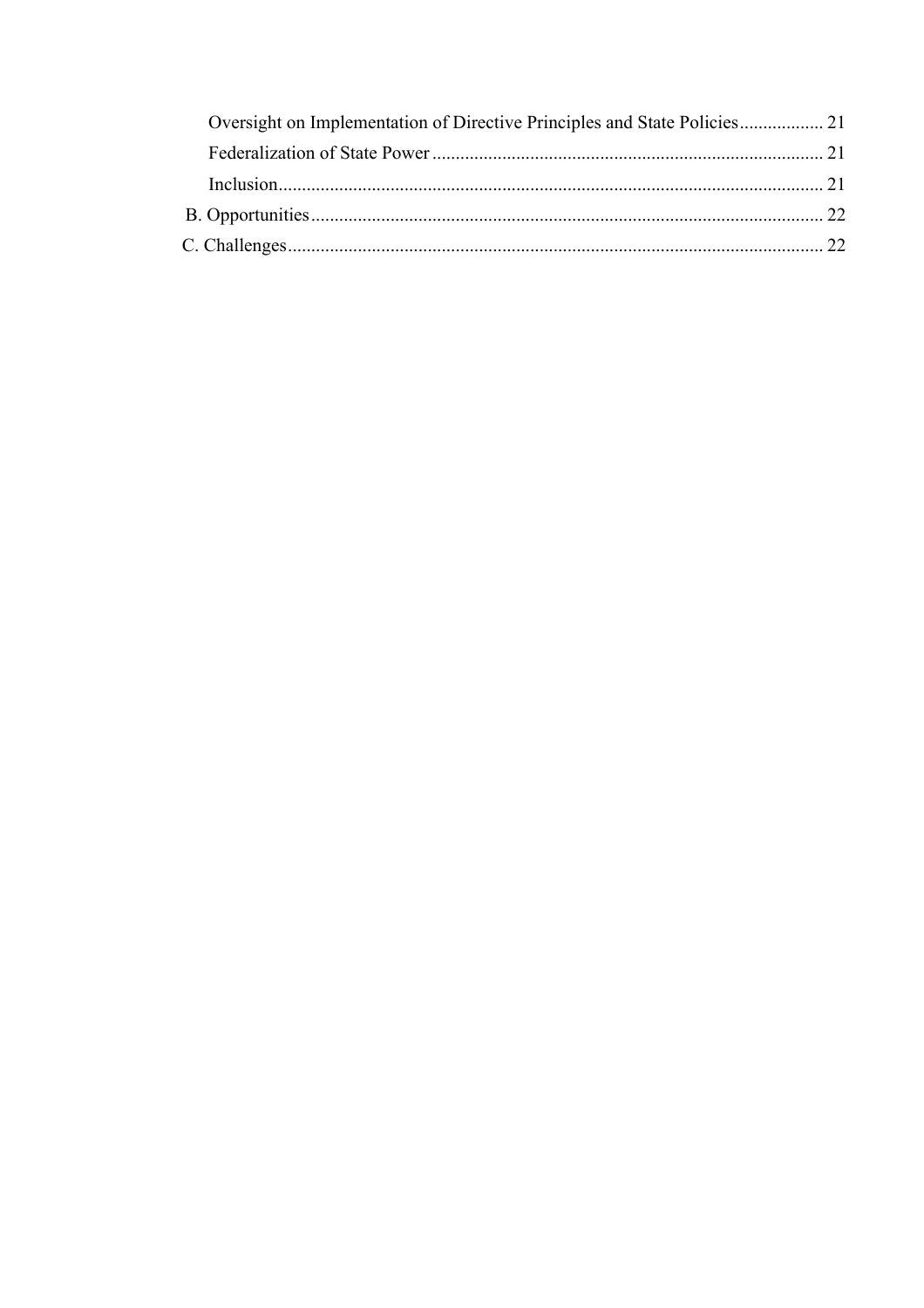Oversight on Implementation of Directive Principles and State Policies .................. 21
Federalization of State Power .................................................................................... 21
Inclusion..................................................................................................................... 21
B. Opportunities ............................................................................................................. 22
C. Challenges .................................................................................................................. 22